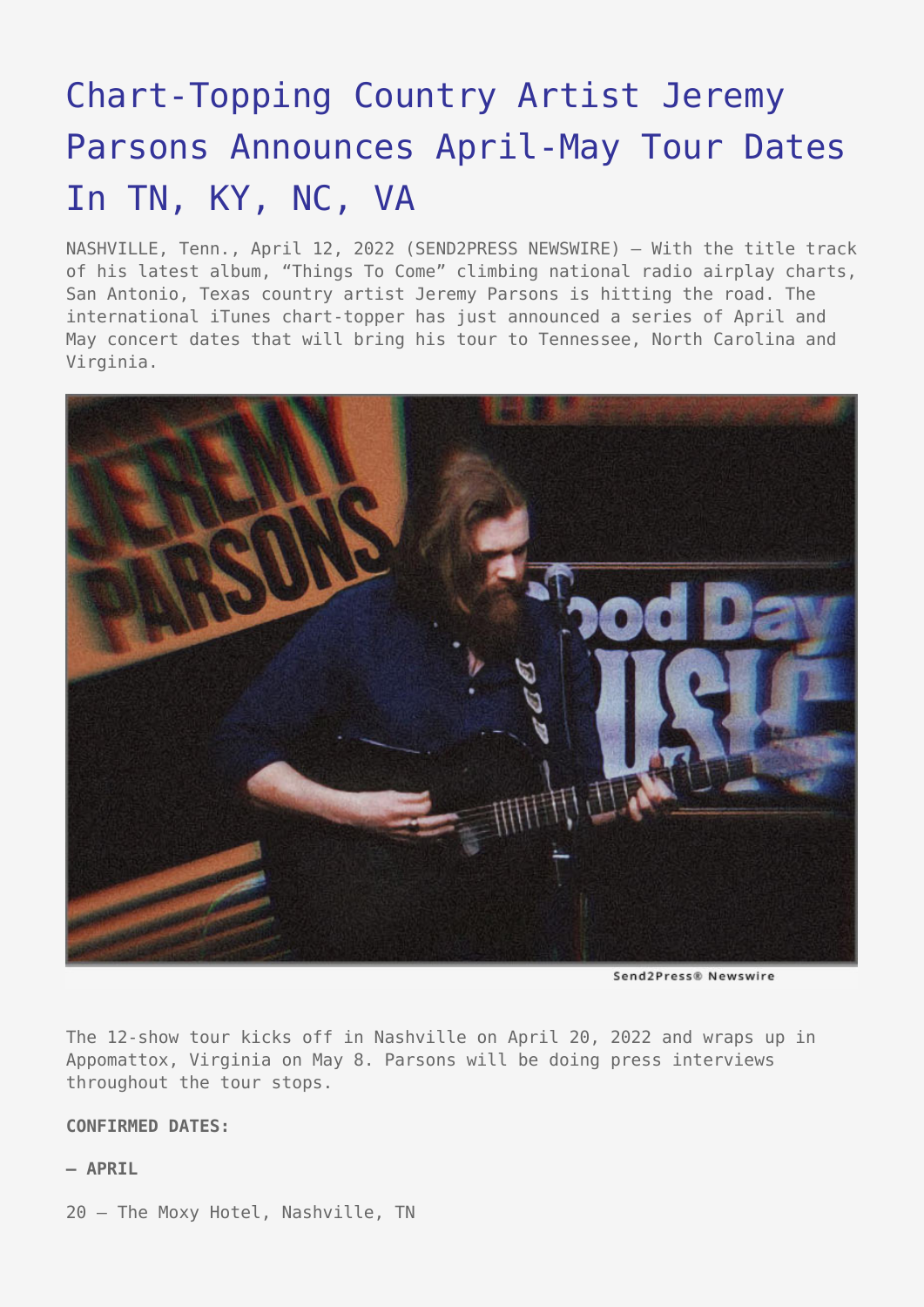# Chart-Topping Country Artist Jeremy Parsons Announces April-May Tour Dates In TN, KY, NC, VA

NASHVILLE, Tenn., April 12, 2022 (SEND2PRESS NEWSWIRE) — With the title track of his latest album, "Things To Come" climbing national radio airplay charts, San Antonio, Texas country artist Jeremy Parsons is hitting the road. The international iTunes chart-topper has just announced a series of April and May concert dates that will bring his tour to Tennessee, North Carolina and Virginia.

Send2Press® Newswire

The 12-show tour kicks off in Nashville on April 20, 2022 and wraps up in Appomattox, Virginia on May 8. Parsons will be doing press interviews throughout the tour stops.

**CONFIRMED DATES:**

**— APRIL**

20 — The Moxy Hotel, Nashville, TN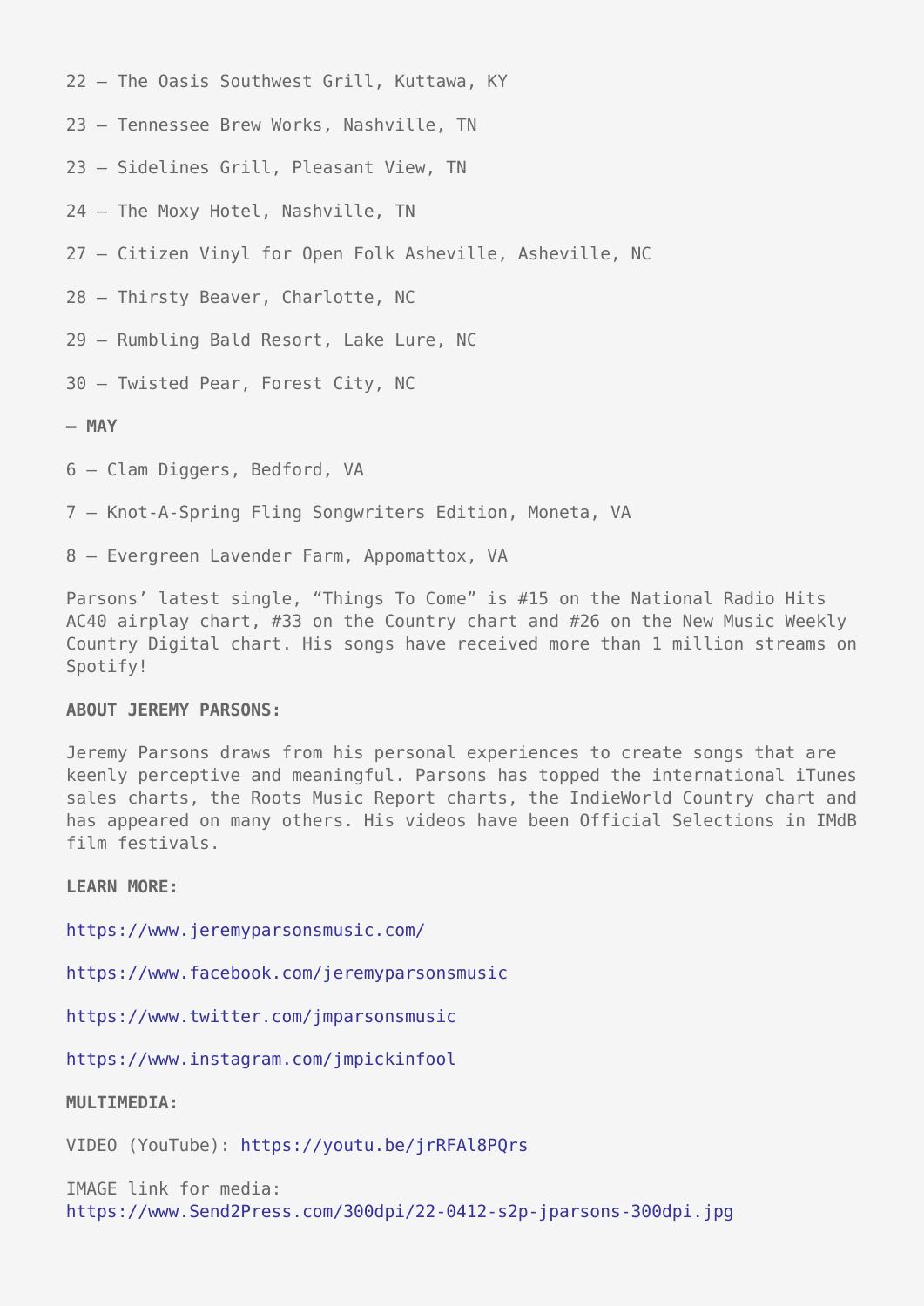22 – The Oasis Southwest Grill, Kuttawa, KY

23 – Tennessee Brew Works, Nashville, TN

23 – Sidelines Grill, Pleasant View, TN

24 – The Moxy Hotel, Nashville, TN

27 – Citizen Vinyl for Open Folk Asheville, Asheville, NC

28 – Thirsty Beaver, Charlotte, NC

29 – Rumbling Bald Resort, Lake Lure, NC

30 – Twisted Pear, Forest City, NC

**– MAY**

6 – Clam Diggers, Bedford, VA

7 – Knot-A-Spring Fling Songwriters Edition, Moneta, VA

8 – Evergreen Lavender Farm, Appomattox, VA

Parsons' latest single, "Things To Come" is #15 on the National Radio Hits AC40 airplay chart, #33 on the Country chart and #26 on the New Music Weekly Country Digital chart. His songs have received more than 1 million streams on Spotify!

**ABOUT JEREMY PARSONS:**

Jeremy Parsons draws from his personal experiences to create songs that are keenly perceptive and meaningful. Parsons has topped the international iTunes sales charts, the Roots Music Report charts, the IndieWorld Country chart and has appeared on many others. His videos have been Official Selections in IMdB film festivals.

**LEARN MORE:**

https://www.jeremyparsonsmusic.com/

https://www.facebook.com/jeremyparsonsmusic

https://www.twitter.com/jmparsonsmusic

https://www.instagram.com/jmpickinfool

**MULTIMEDIA:**

VIDEO (YouTube): https://youtu.be/jrRFAl8PQrs

IMAGE link for media:
https://www.Send2Press.com/300dpi/22-0412-s2p-jparsons-300dpi.jpg